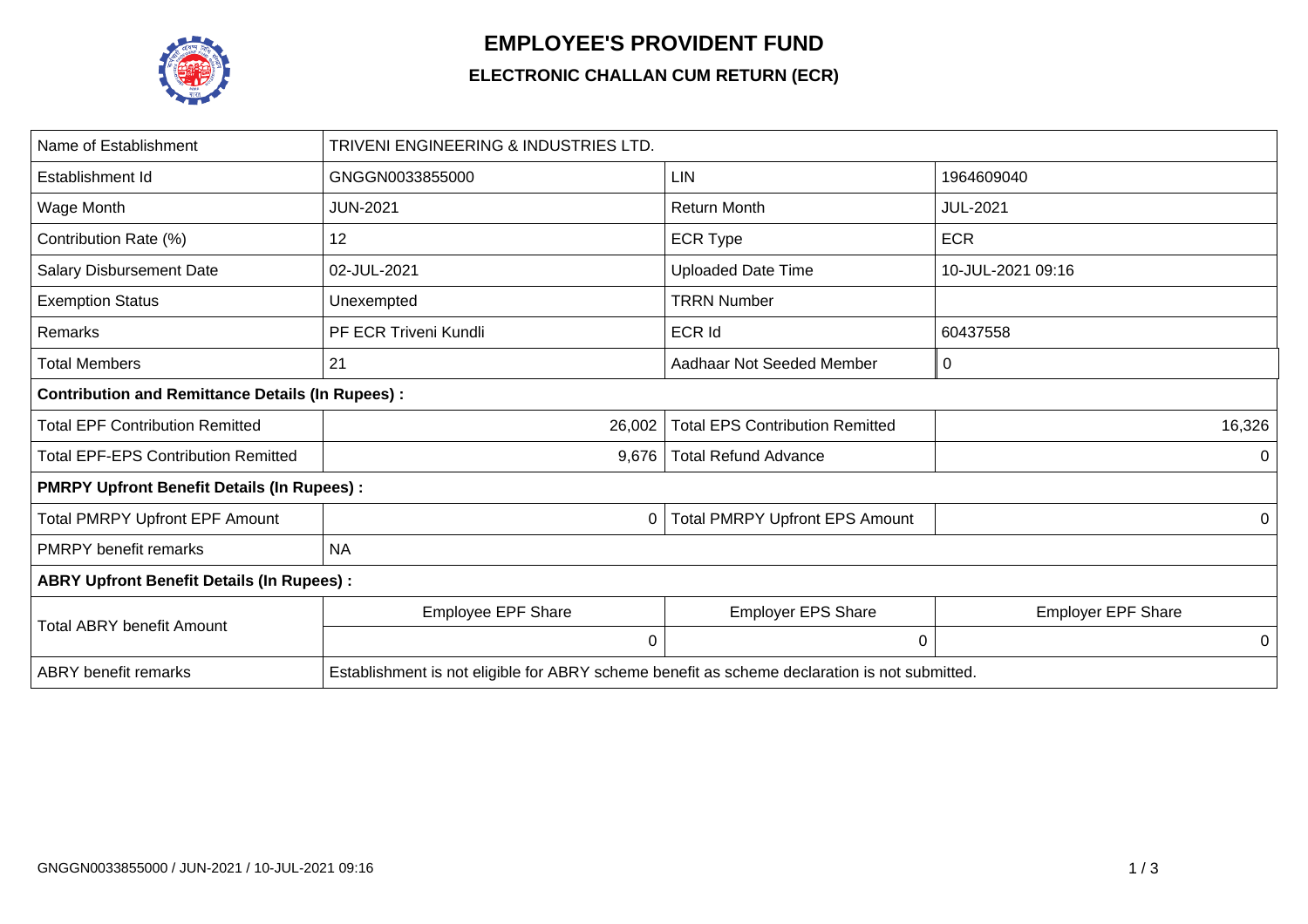# EMPLOYEE'S PROVIDENT FUND

## ELECTRONIC CHALLAN CUM RETURN (ECR)

| Name of Establishment | TRIVENI ENGINEERING & INDUSTRIES LTD. | | |
|---|---|---|---|
| Establishment Id | GNGGN0033855000 | LIN | 1964609040 |
| Wage Month | JUN-2021 | Return Month | JUL-2021 |
| Contribution Rate (%) | 12 | ECR Type | ECR |
| Salary Disbursement Date | 02-JUL-2021 | Uploaded Date Time | 10-JUL-2021 09:16 |
| Exemption Status | Unexempted | TRRN Number | |
| Remarks | PF ECR Triveni Kundli | ECR Id | 60437558 |
| Total Members | 21 | Aadhaar Not Seeded Member | 0 |
| **Contribution and Remittance Details (In Rupees) :** | | | |
| Total EPF Contribution Remitted | 26,002 | Total EPS Contribution Remitted | 16,326 |
| Total EPF-EPS Contribution Remitted | 9,676 | Total Refund Advance | 0 |
| **PMRPY Upfront Benefit Details (In Rupees) :** | | | |
| Total PMRPY Upfront EPF Amount | 0 | Total PMRPY Upfront EPS Amount | 0 |
| PMRPY benefit remarks | NA | | |
| **ABRY Upfront Benefit Details (In Rupees) :** | | | |
| Total ABRY benefit Amount | Employee EPF Share | Employer EPS Share | Employer EPF Share |
| | 0 | 0 | 0 |
| ABRY benefit remarks | Establishment is not eligible for ABRY scheme benefit as scheme declaration is not submitted. | | |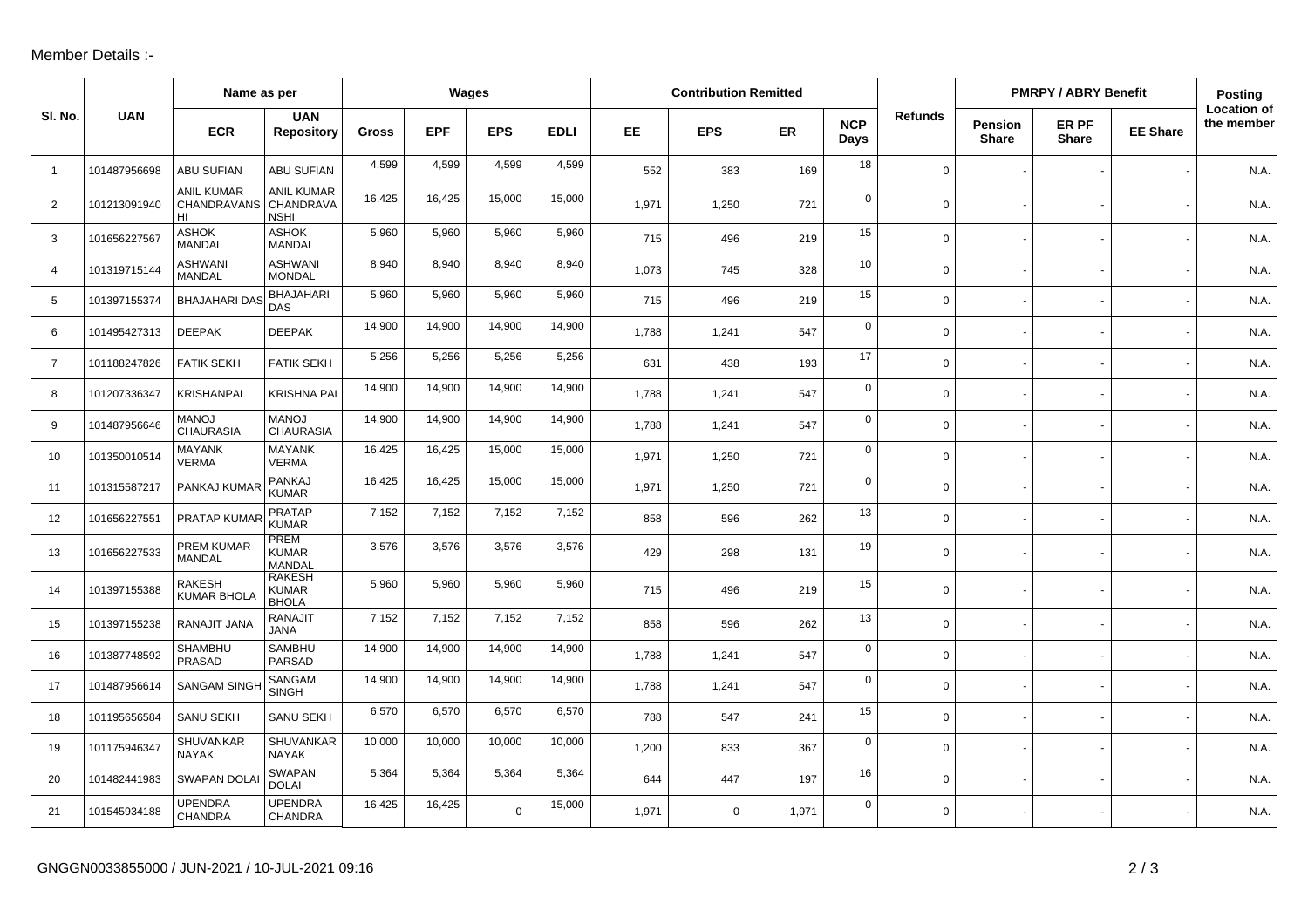Member Details :-

| Sl. No. | UAN | Name as per | | Wages | | | | Contribution Remitted | | | | Refunds | PMRPY / ABRY Benefit | | | Posting Location of the member |
|---|---|---|---|---|---|---|---|---|---|---|---|---|---|---|---|---|
| | | ECR | UAN Repository | Gross | EPF | EPS | EDLI | EE | EPS | ER | NCP Days | | Pension Share | ER PF Share | EE Share | |
| 1 | 101487956698 | ABU SUFIAN | ABU SUFIAN | 4,599 | 4,599 | 4,599 | 4,599 | 552 | 383 | 169 | 18 | 0 | - | - | - | N.A. |
| 2 | 101213091940 | ANIL KUMAR CHANDRAVANSHI | ANIL KUMAR CHANDRAVANSHI | 16,425 | 16,425 | 15,000 | 15,000 | 1,971 | 1,250 | 721 | 0 | 0 | - | - | - | N.A. |
| 3 | 101656227567 | ASHOK MANDAL | ASHOK MANDAL | 5,960 | 5,960 | 5,960 | 5,960 | 715 | 496 | 219 | 15 | 0 | - | - | - | N.A. |
| 4 | 101319715144 | ASHWANI MANDAL | ASHWANI MONDAL | 8,940 | 8,940 | 8,940 | 8,940 | 1,073 | 745 | 328 | 10 | 0 | - | - | - | N.A. |
| 5 | 101397155374 | BHAJAHARI DAS | BHAJAHARI DAS | 5,960 | 5,960 | 5,960 | 5,960 | 715 | 496 | 219 | 15 | 0 | - | - | - | N.A. |
| 6 | 101495427313 | DEEPAK | DEEPAK | 14,900 | 14,900 | 14,900 | 14,900 | 1,788 | 1,241 | 547 | 0 | 0 | - | - | - | N.A. |
| 7 | 101188247826 | FATIK SEKH | FATIK SEKH | 5,256 | 5,256 | 5,256 | 5,256 | 631 | 438 | 193 | 17 | 0 | - | - | - | N.A. |
| 8 | 101207336347 | KRISHANPAL | KRISHNA PAL | 14,900 | 14,900 | 14,900 | 14,900 | 1,788 | 1,241 | 547 | 0 | 0 | - | - | - | N.A. |
| 9 | 101487956646 | MANOJ CHAURASIA | MANOJ CHAURASIA | 14,900 | 14,900 | 14,900 | 14,900 | 1,788 | 1,241 | 547 | 0 | 0 | - | - | - | N.A. |
| 10 | 101350010514 | MAYANK VERMA | MAYANK VERMA | 16,425 | 16,425 | 15,000 | 15,000 | 1,971 | 1,250 | 721 | 0 | 0 | - | - | - | N.A. |
| 11 | 101315587217 | PANKAJ KUMAR | PANKAJ KUMAR | 16,425 | 16,425 | 15,000 | 15,000 | 1,971 | 1,250 | 721 | 0 | 0 | - | - | - | N.A. |
| 12 | 101656227551 | PRATAP KUMAR | PRATAP KUMAR | 7,152 | 7,152 | 7,152 | 7,152 | 858 | 596 | 262 | 13 | 0 | - | - | - | N.A. |
| 13 | 101656227533 | PREM KUMAR MANDAL | PREM KUMAR MANDAL | 3,576 | 3,576 | 3,576 | 3,576 | 429 | 298 | 131 | 19 | 0 | - | - | - | N.A. |
| 14 | 101397155388 | RAKESH KUMAR BHOLA | RAKESH KUMAR BHOLA | 5,960 | 5,960 | 5,960 | 5,960 | 715 | 496 | 219 | 15 | 0 | - | - | - | N.A. |
| 15 | 101397155238 | RANAJIT JANA | RANAJIT JANA | 7,152 | 7,152 | 7,152 | 7,152 | 858 | 596 | 262 | 13 | 0 | - | - | - | N.A. |
| 16 | 101387748592 | SHAMBHU PRASAD | SAMBHU PARSAD | 14,900 | 14,900 | 14,900 | 14,900 | 1,788 | 1,241 | 547 | 0 | 0 | - | - | - | N.A. |
| 17 | 101487956614 | SANGAM SINGH | SANGAM SINGH | 14,900 | 14,900 | 14,900 | 14,900 | 1,788 | 1,241 | 547 | 0 | 0 | - | - | - | N.A. |
| 18 | 101195656584 | SANU SEKH | SANU SEKH | 6,570 | 6,570 | 6,570 | 6,570 | 788 | 547 | 241 | 15 | 0 | - | - | - | N.A. |
| 19 | 101175946347 | SHUVANKAR NAYAK | SHUVANKAR NAYAK | 10,000 | 10,000 | 10,000 | 10,000 | 1,200 | 833 | 367 | 0 | 0 | - | - | - | N.A. |
| 20 | 101482441983 | SWAPAN DOLAI | SWAPAN DOLAI | 5,364 | 5,364 | 5,364 | 5,364 | 644 | 447 | 197 | 16 | 0 | - | - | - | N.A. |
| 21 | 101545934188 | UPENDRA CHANDRA | UPENDRA CHANDRA | 16,425 | 16,425 | 0 | 15,000 | 1,971 | 0 | 1,971 | 0 | 0 | - | - | - | N.A. |

GNGGN0033855000 / JUN-2021 / 10-JUL-2021 09:16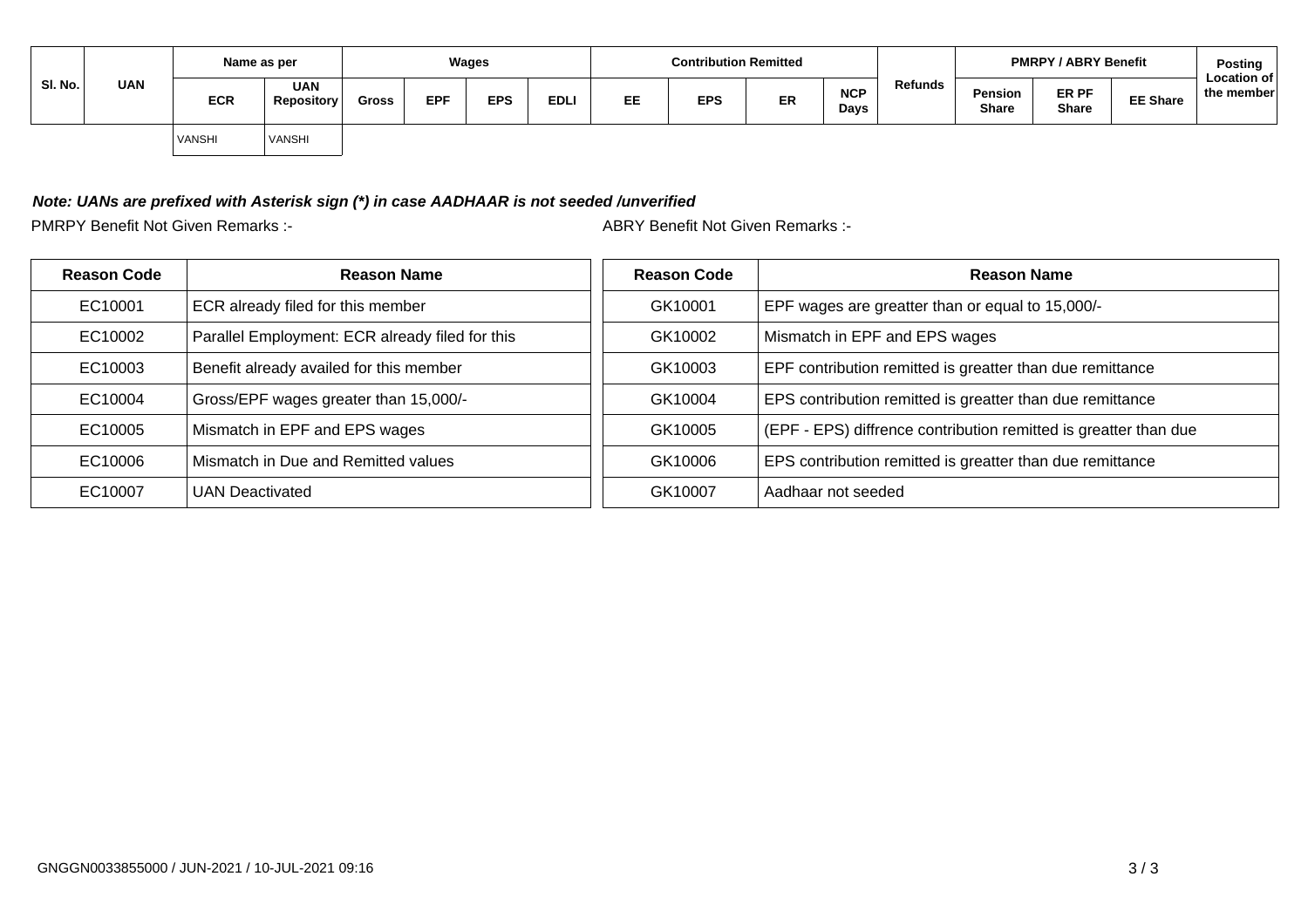| Sl. No. | UAN | Name as per | | Wages | | | | Contribution Remitted | | | | Refunds | PMRPY / ABRY Benefit | | | Posting Location of the member |
|---|---|---|---|---|---|---|---|---|---|---|---|---|---|---|---|---|
| | | ECR | UAN Repository | Gross | EPF | EPS | EDLI | EE | EPS | ER | NCP Days | | Pension Share | ER PF Share | EE Share | |
| | | VANSHI | VANSHI | | | | | | | | | | | | | |

***Note: UANs are prefixed with Asterisk sign (*) in case AADHAAR is not seeded /unverified***

PMRPY Benefit Not Given Remarks :-

| Reason Code | Reason Name |
|---|---|
| EC10001 | ECR already filed for this member |
| EC10002 | Parallel Employment: ECR already filed for this |
| EC10003 | Benefit already availed for this member |
| EC10004 | Gross/EPF wages greater than 15,000/- |
| EC10005 | Mismatch in EPF and EPS wages |
| EC10006 | Mismatch in Due and Remitted values |
| EC10007 | UAN Deactivated |

ABRY Benefit Not Given Remarks :-

| Reason Code | Reason Name |
|---|---|
| GK10001 | EPF wages are greatter than or equal to 15,000/- |
| GK10002 | Mismatch in EPF and EPS wages |
| GK10003 | EPF contribution remitted is greatter than due remittance |
| GK10004 | EPS contribution remitted is greatter than due remittance |
| GK10005 | (EPF - EPS) diffrence contribution remitted is greatter than due |
| GK10006 | EPS contribution remitted is greatter than due remittance |
| GK10007 | Aadhaar not seeded |

GNGGN0033855000 / JUN-2021 / 10-JUL-2021 09:16